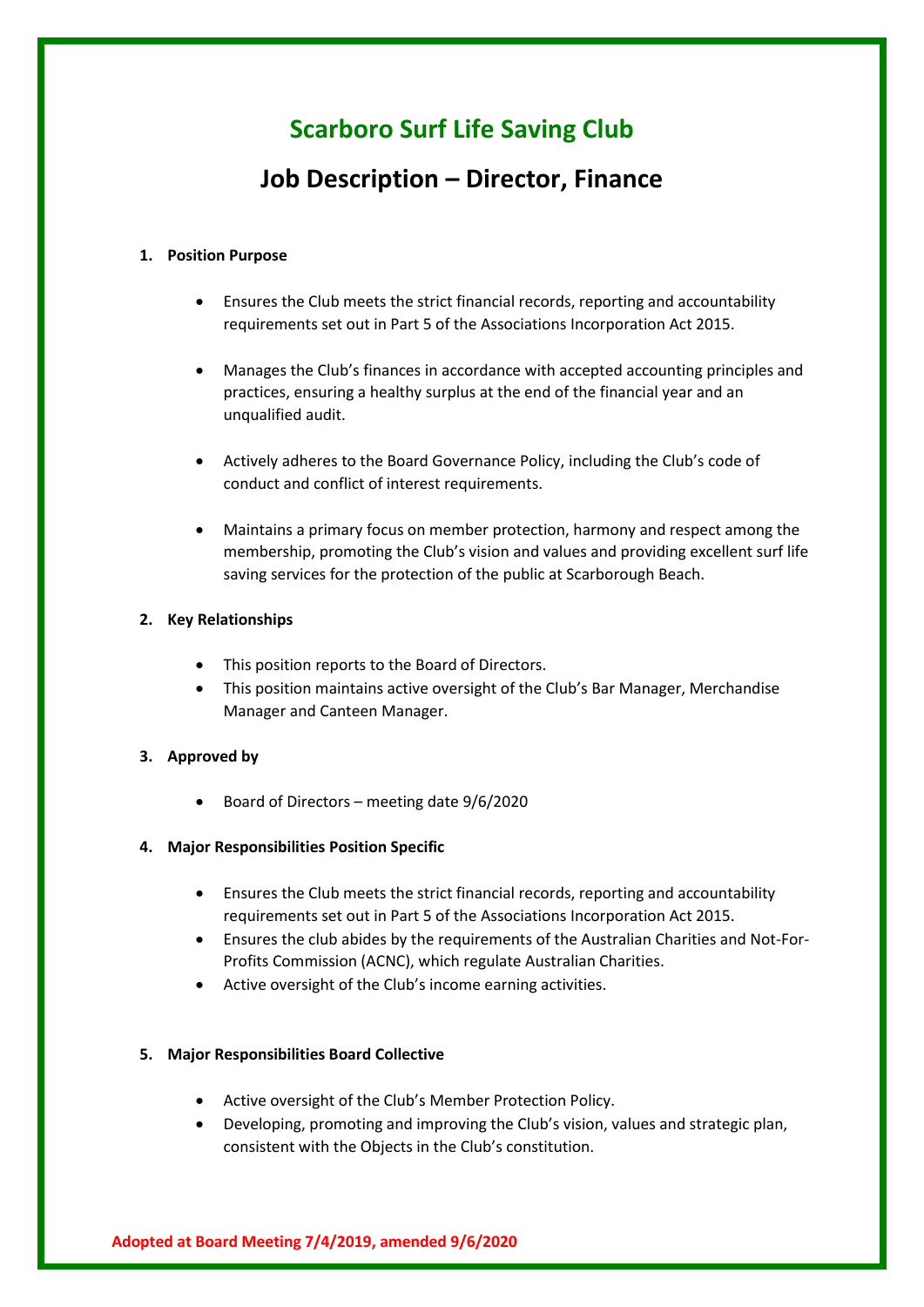# Scarboro Surf Life Saving Club

## Job Description – Director, Finance

1. **Position Purpose**

    - Ensures the Club meets the strict financial records, reporting and accountability requirements set out in Part 5 of the Associations Incorporation Act 2015.
    - Manages the Club's finances in accordance with accepted accounting principles and practices, ensuring a healthy surplus at the end of the financial year and an unqualified audit.
    - Actively adheres to the Board Governance Policy, including the Club's code of conduct and conflict of interest requirements.
    - Maintains a primary focus on member protection, harmony and respect among the membership, promoting the Club's vision and values and providing excellent surf life saving services for the protection of the public at Scarborough Beach.

2. **Key Relationships**

    - This position reports to the Board of Directors.
    - This position maintains active oversight of the Club's Bar Manager, Merchandise Manager and Canteen Manager.

3. **Approved by**

    - Board of Directors – meeting date 9/6/2020

4. **Major Responsibilities Position Specific**

    - Ensures the Club meets the strict financial records, reporting and accountability requirements set out in Part 5 of the Associations Incorporation Act 2015.
    - Ensures the club abides by the requirements of the Australian Charities and Not-For-Profits Commission (ACNC), which regulate Australian Charities.
    - Active oversight of the Club's income earning activities.

5. **Major Responsibilities Board Collective**

    - Active oversight of the Club's Member Protection Policy.
    - Developing, promoting and improving the Club's vision, values and strategic plan, consistent with the Objects in the Club's constitution.

**Adopted at Board Meeting 7/4/2019, amended 9/6/2020**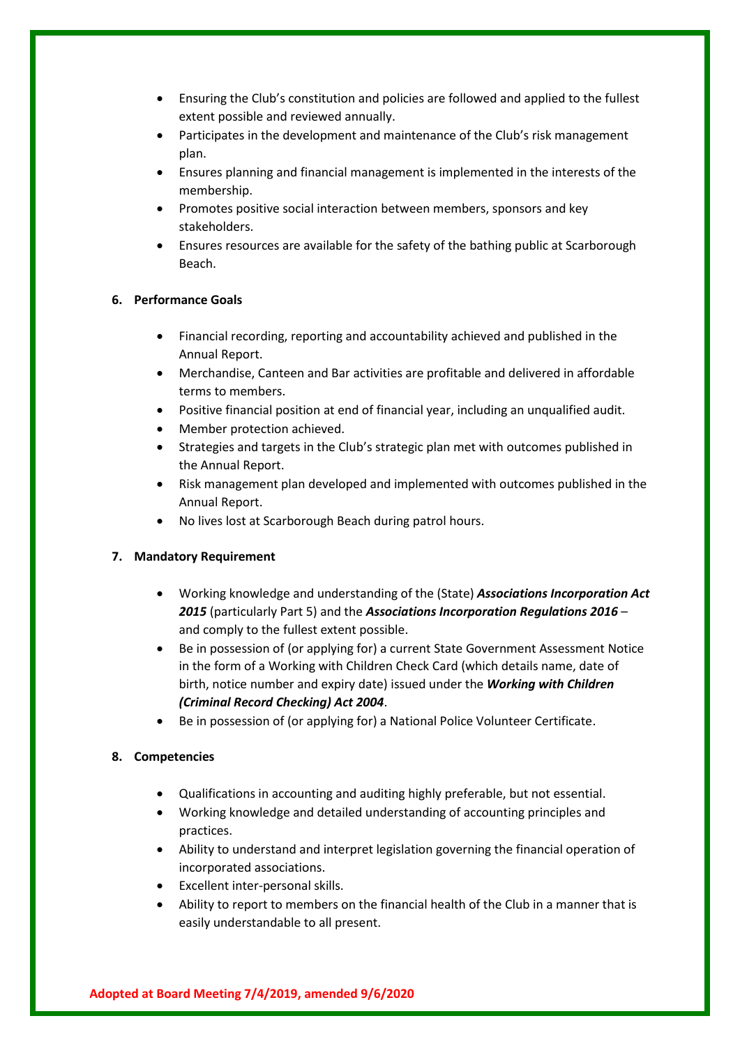- Ensuring the Club's constitution and policies are followed and applied to the fullest extent possible and reviewed annually.
- Participates in the development and maintenance of the Club's risk management plan.
- Ensures planning and financial management is implemented in the interests of the membership.
- Promotes positive social interaction between members, sponsors and key stakeholders.
- Ensures resources are available for the safety of the bathing public at Scarborough Beach.

**6. Performance Goals**

- Financial recording, reporting and accountability achieved and published in the Annual Report.
- Merchandise, Canteen and Bar activities are profitable and delivered in affordable terms to members.
- Positive financial position at end of financial year, including an unqualified audit.
- Member protection achieved.
- Strategies and targets in the Club's strategic plan met with outcomes published in the Annual Report.
- Risk management plan developed and implemented with outcomes published in the Annual Report.
- No lives lost at Scarborough Beach during patrol hours.

**7. Mandatory Requirement**

- Working knowledge and understanding of the (State) ***Associations Incorporation Act 2015*** (particularly Part 5) and the ***Associations Incorporation Regulations 2016*** – and comply to the fullest extent possible.
- Be in possession of (or applying for) a current State Government Assessment Notice in the form of a Working with Children Check Card (which details name, date of birth, notice number and expiry date) issued under the ***Working with Children (Criminal Record Checking) Act 2004***.
- Be in possession of (or applying for) a National Police Volunteer Certificate.

**8. Competencies**

- Qualifications in accounting and auditing highly preferable, but not essential.
- Working knowledge and detailed understanding of accounting principles and practices.
- Ability to understand and interpret legislation governing the financial operation of incorporated associations.
- Excellent inter-personal skills.
- Ability to report to members on the financial health of the Club in a manner that is easily understandable to all present.

**Adopted at Board Meeting 7/4/2019, amended 9/6/2020**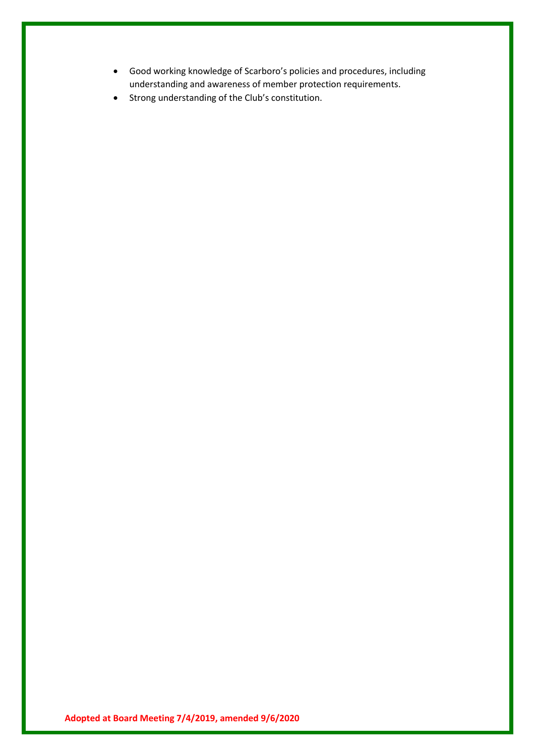- Good working knowledge of Scarboro's policies and procedures, including understanding and awareness of member protection requirements.
- Strong understanding of the Club's constitution.

**Adopted at Board Meeting 7/4/2019, amended 9/6/2020**